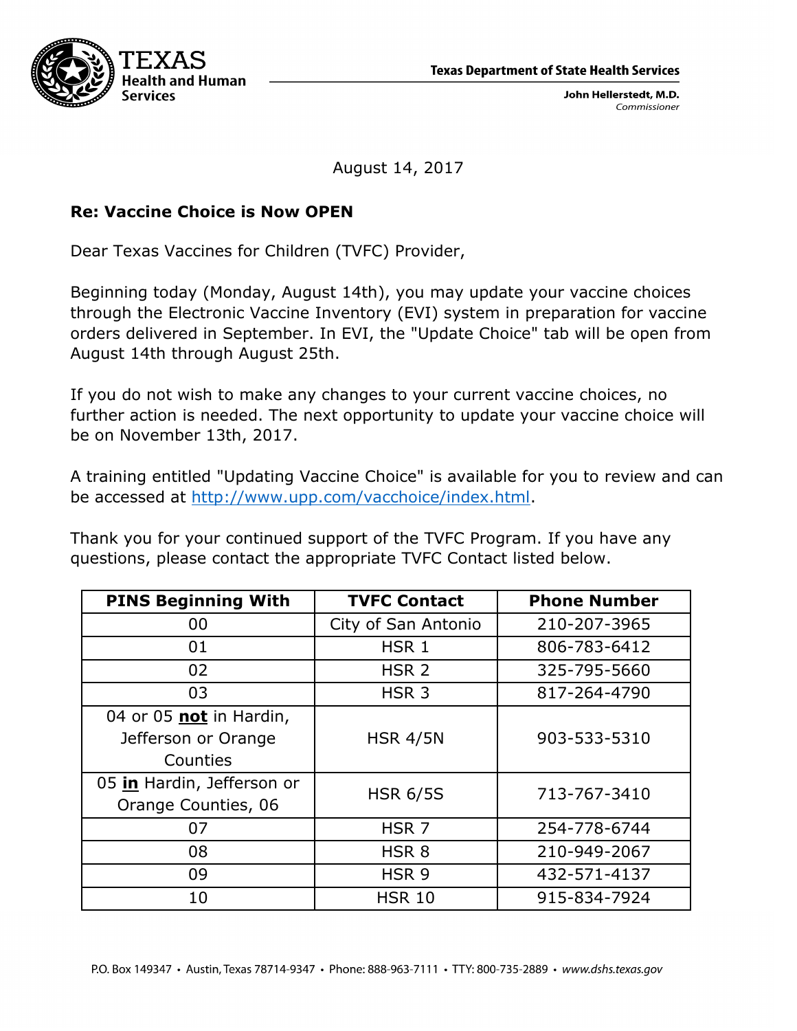TEXAS
Health and Human
Services

**Texas Department of State Health Services**

**John Hellerstedt, M.D.**
*Commissioner*

August 14, 2017

**Re: Vaccine Choice is Now OPEN**

Dear Texas Vaccines for Children (TVFC) Provider,

Beginning today (Monday, August 14th), you may update your vaccine choices through the Electronic Vaccine Inventory (EVI) system in preparation for vaccine orders delivered in September. In EVI, the "Update Choice" tab will be open from August 14th through August 25th.

If you do not wish to make any changes to your current vaccine choices, no further action is needed. The next opportunity to update your vaccine choice will be on November 13th, 2017.

A training entitled "Updating Vaccine Choice" is available for you to review and can be accessed at http://www.upp.com/vacchoice/index.html.

Thank you for your continued support of the TVFC Program. If you have any questions, please contact the appropriate TVFC Contact listed below.

| PINS Beginning With | TVFC Contact | Phone Number |
|---|---|---|
| 00 | City of San Antonio | 210-207-3965 |
| 01 | HSR 1 | 806-783-6412 |
| 02 | HSR 2 | 325-795-5660 |
| 03 | HSR 3 | 817-264-4790 |
| 04 or 05 **not** in Hardin, Jefferson or Orange Counties | HSR 4/5N | 903-533-5310 |
| 05 **in** Hardin, Jefferson or Orange Counties, 06 | HSR 6/5S | 713-767-3410 |
| 07 | HSR 7 | 254-778-6744 |
| 08 | HSR 8 | 210-949-2067 |
| 09 | HSR 9 | 432-571-4137 |
| 10 | HSR 10 | 915-834-7924 |

P.O. Box 149347 • Austin, Texas 78714-9347 • Phone: 888-963-7111 • TTY: 800-735-2889 • *www.dshs.texas.gov*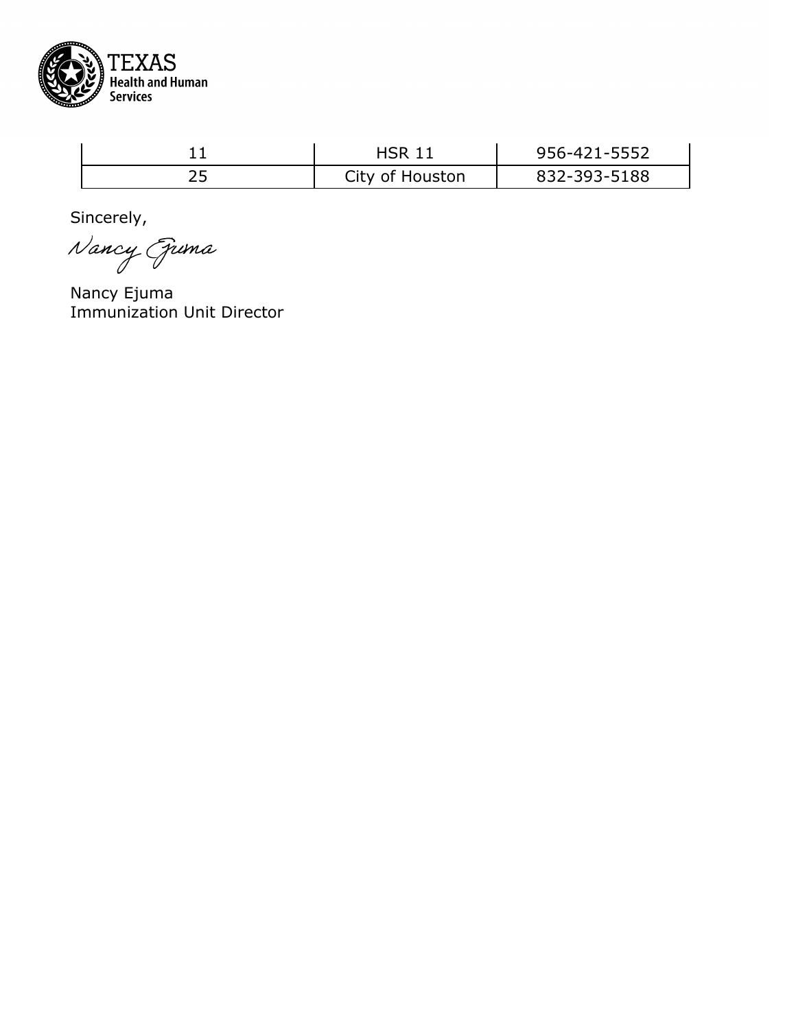| | | |
|---|---|---|
| 11 | HSR 11 | 956-421-5552 |
| 25 | City of Houston | 832-393-5188 |

Sincerely,

Nancy Ejuma

Nancy Ejuma
Immunization Unit Director